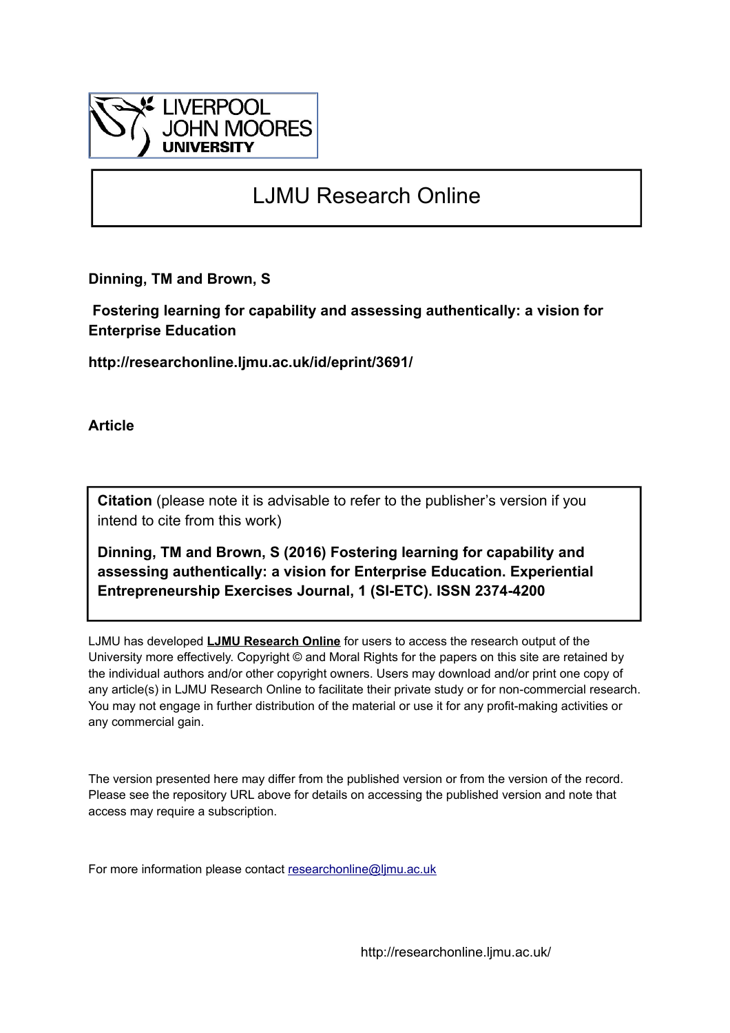LIVERPOOL JOHN MOORES UNIVERSITY

# LJMU Research Online

**Dinning, TM and Brown, S**

**Fostering learning for capability and assessing authentically: a vision for Enterprise Education**

**http://researchonline.ljmu.ac.uk/id/eprint/3691/**

**Article**

**Citation** (please note it is advisable to refer to the publisher's version if you intend to cite from this work)

**Dinning, TM and Brown, S (2016) Fostering learning for capability and assessing authentically: a vision for Enterprise Education. Experiential Entrepreneurship Exercises Journal, 1 (SI-ETC). ISSN 2374-4200**

LJMU has developed **LJMU Research Online** for users to access the research output of the University more effectively. Copyright © and Moral Rights for the papers on this site are retained by the individual authors and/or other copyright owners. Users may download and/or print one copy of any article(s) in LJMU Research Online to facilitate their private study or for non-commercial research. You may not engage in further distribution of the material or use it for any profit-making activities or any commercial gain.

The version presented here may differ from the published version or from the version of the record. Please see the repository URL above for details on accessing the published version and note that access may require a subscription.

For more information please contact researchonline@ljmu.ac.uk

http://researchonline.ljmu.ac.uk/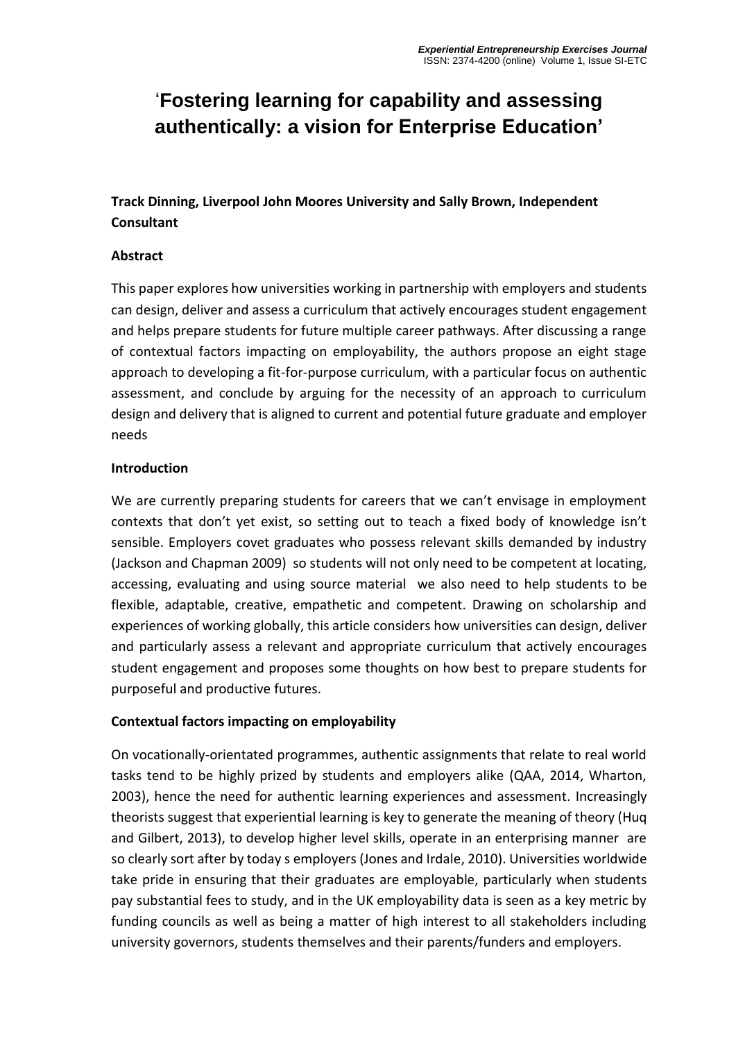# 'Fostering learning for capability and assessing authentically: a vision for Enterprise Education'

**Track Dinning, Liverpool John Moores University and Sally Brown, Independent Consultant**

**Abstract**

This paper explores how universities working in partnership with employers and students can design, deliver and assess a curriculum that actively encourages student engagement and helps prepare students for future multiple career pathways. After discussing a range of contextual factors impacting on employability, the authors propose an eight stage approach to developing a fit-for-purpose curriculum, with a particular focus on authentic assessment, and conclude by arguing for the necessity of an approach to curriculum design and delivery that is aligned to current and potential future graduate and employer needs

**Introduction**

We are currently preparing students for careers that we can't envisage in employment contexts that don't yet exist, so setting out to teach a fixed body of knowledge isn't sensible. Employers covet graduates who possess relevant skills demanded by industry (Jackson and Chapman 2009) so students will not only need to be competent at locating, accessing, evaluating and using source material we also need to help students to be flexible, adaptable, creative, empathetic and competent. Drawing on scholarship and experiences of working globally, this article considers how universities can design, deliver and particularly assess a relevant and appropriate curriculum that actively encourages student engagement and proposes some thoughts on how best to prepare students for purposeful and productive futures.

**Contextual factors impacting on employability**

On vocationally-orientated programmes, authentic assignments that relate to real world tasks tend to be highly prized by students and employers alike (QAA, 2014, Wharton, 2003), hence the need for authentic learning experiences and assessment. Increasingly theorists suggest that experiential learning is key to generate the meaning of theory (Huq and Gilbert, 2013), to develop higher level skills, operate in an enterprising manner are so clearly sort after by today s employers (Jones and Irdale, 2010). Universities worldwide take pride in ensuring that their graduates are employable, particularly when students pay substantial fees to study, and in the UK employability data is seen as a key metric by funding councils as well as being a matter of high interest to all stakeholders including university governors, students themselves and their parents/funders and employers.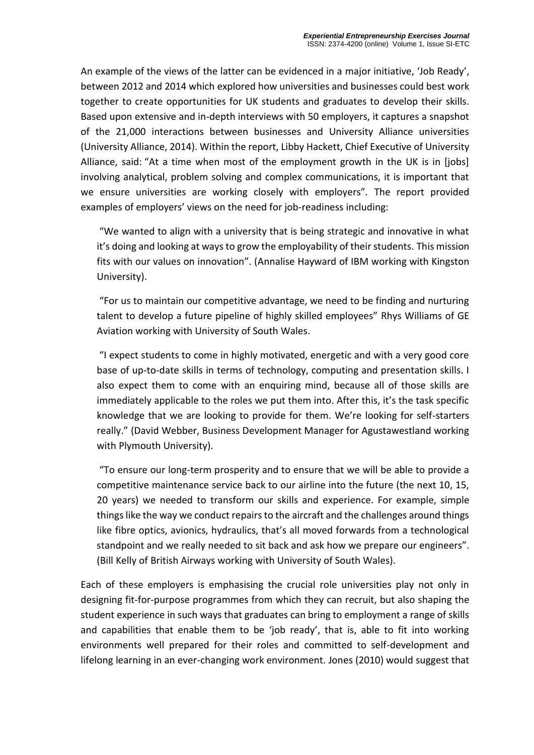An example of the views of the latter can be evidenced in a major initiative, 'Job Ready', between 2012 and 2014 which explored how universities and businesses could best work together to create opportunities for UK students and graduates to develop their skills. Based upon extensive and in-depth interviews with 50 employers, it captures a snapshot of the 21,000 interactions between businesses and University Alliance universities (University Alliance, 2014). Within the report, Libby Hackett, Chief Executive of University Alliance, said: "At a time when most of the employment growth in the UK is in [jobs] involving analytical, problem solving and complex communications, it is important that we ensure universities are working closely with employers". The report provided examples of employers' views on the need for job-readiness including:

> "We wanted to align with a university that is being strategic and innovative in what it's doing and looking at ways to grow the employability of their students. This mission fits with our values on innovation". (Annalise Hayward of IBM working with Kingston University).

> "For us to maintain our competitive advantage, we need to be finding and nurturing talent to develop a future pipeline of highly skilled employees" Rhys Williams of GE Aviation working with University of South Wales.

> "I expect students to come in highly motivated, energetic and with a very good core base of up-to-date skills in terms of technology, computing and presentation skills. I also expect them to come with an enquiring mind, because all of those skills are immediately applicable to the roles we put them into. After this, it's the task specific knowledge that we are looking to provide for them. We're looking for self-starters really." (David Webber, Business Development Manager for Agustawestland working with Plymouth University).

> "To ensure our long-term prosperity and to ensure that we will be able to provide a competitive maintenance service back to our airline into the future (the next 10, 15, 20 years) we needed to transform our skills and experience. For example, simple things like the way we conduct repairs to the aircraft and the challenges around things like fibre optics, avionics, hydraulics, that's all moved forwards from a technological standpoint and we really needed to sit back and ask how we prepare our engineers". (Bill Kelly of British Airways working with University of South Wales).

Each of these employers is emphasising the crucial role universities play not only in designing fit-for-purpose programmes from which they can recruit, but also shaping the student experience in such ways that graduates can bring to employment a range of skills and capabilities that enable them to be 'job ready', that is, able to fit into working environments well prepared for their roles and committed to self-development and lifelong learning in an ever-changing work environment. Jones (2010) would suggest that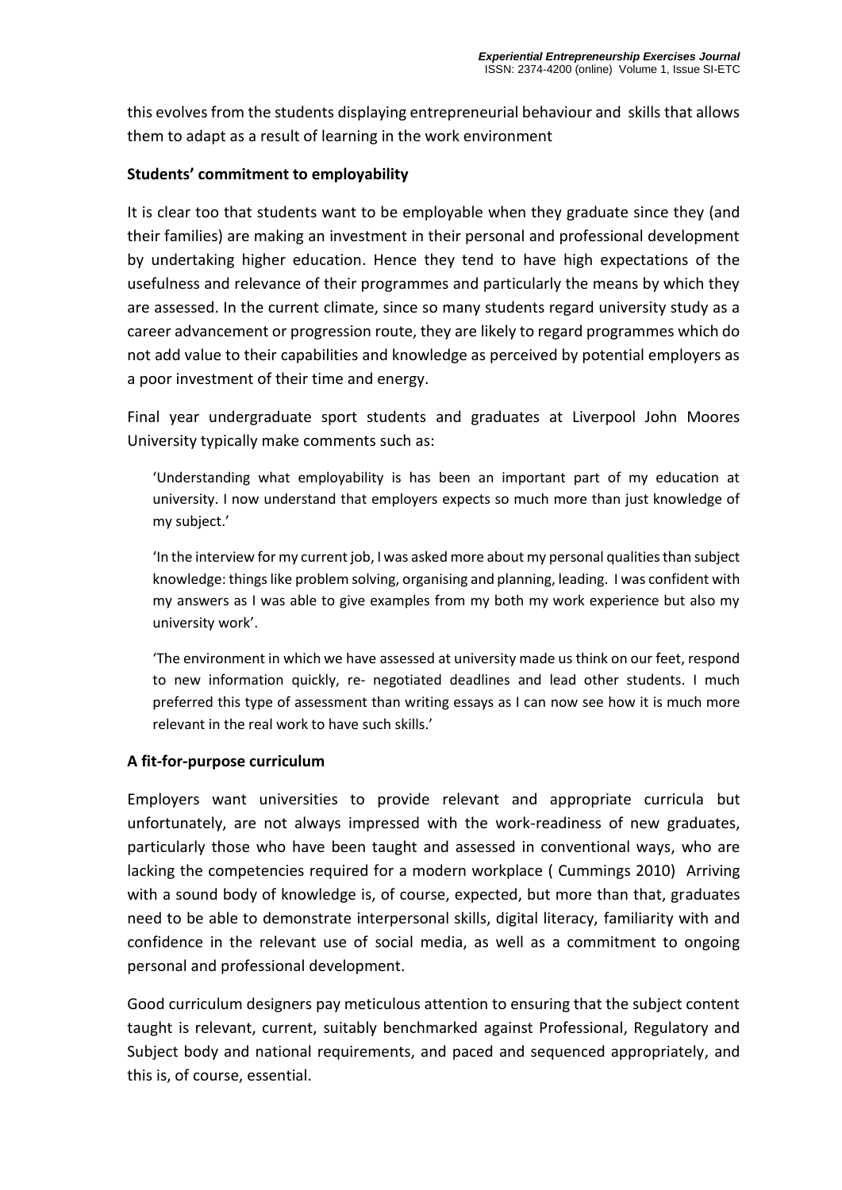this evolves from the students displaying entrepreneurial behaviour and skills that allows them to adapt as a result of learning in the work environment

**Students' commitment to employability**

It is clear too that students want to be employable when they graduate since they (and their families) are making an investment in their personal and professional development by undertaking higher education. Hence they tend to have high expectations of the usefulness and relevance of their programmes and particularly the means by which they are assessed. In the current climate, since so many students regard university study as a career advancement or progression route, they are likely to regard programmes which do not add value to their capabilities and knowledge as perceived by potential employers as a poor investment of their time and energy.

Final year undergraduate sport students and graduates at Liverpool John Moores University typically make comments such as:

> 'Understanding what employability is has been an important part of my education at university. I now understand that employers expects so much more than just knowledge of my subject.'

> 'In the interview for my current job, I was asked more about my personal qualities than subject knowledge: things like problem solving, organising and planning, leading. I was confident with my answers as I was able to give examples from my both my work experience but also my university work'.

> 'The environment in which we have assessed at university made us think on our feet, respond to new information quickly, re- negotiated deadlines and lead other students. I much preferred this type of assessment than writing essays as I can now see how it is much more relevant in the real work to have such skills.'

**A fit-for-purpose curriculum**

Employers want universities to provide relevant and appropriate curricula but unfortunately, are not always impressed with the work-readiness of new graduates, particularly those who have been taught and assessed in conventional ways, who are lacking the competencies required for a modern workplace ( Cummings 2010) Arriving with a sound body of knowledge is, of course, expected, but more than that, graduates need to be able to demonstrate interpersonal skills, digital literacy, familiarity with and confidence in the relevant use of social media, as well as a commitment to ongoing personal and professional development.

Good curriculum designers pay meticulous attention to ensuring that the subject content taught is relevant, current, suitably benchmarked against Professional, Regulatory and Subject body and national requirements, and paced and sequenced appropriately, and this is, of course, essential.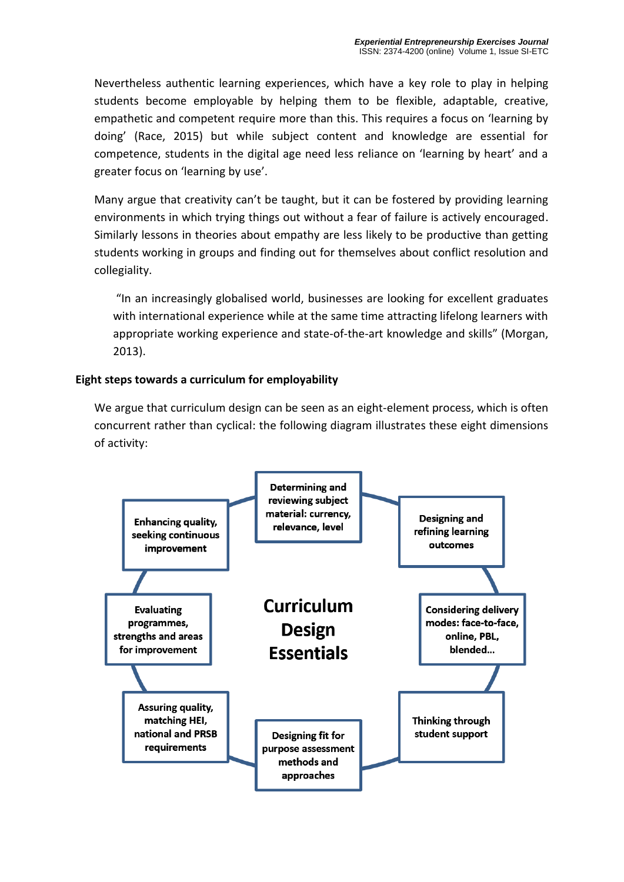Nevertheless authentic learning experiences, which have a key role to play in helping students become employable by helping them to be flexible, adaptable, creative, empathetic and competent require more than this. This requires a focus on 'learning by doing' (Race, 2015) but while subject content and knowledge are essential for competence, students in the digital age need less reliance on 'learning by heart' and a greater focus on 'learning by use'.

Many argue that creativity can't be taught, but it can be fostered by providing learning environments in which trying things out without a fear of failure is actively encouraged. Similarly lessons in theories about empathy are less likely to be productive than getting students working in groups and finding out for themselves about conflict resolution and collegiality.

> "In an increasingly globalised world, businesses are looking for excellent graduates with international experience while at the same time attracting lifelong learners with appropriate working experience and state-of-the-art knowledge and skills" (Morgan, 2013).

**Eight steps towards a curriculum for employability**

We argue that curriculum design can be seen as an eight-element process, which is often concurrent rather than cyclical: the following diagram illustrates these eight dimensions of activity:

**Curriculum Design Essentials**

- Determining and reviewing subject material: currency, relevance, level
- Designing and refining learning outcomes
- Considering delivery modes: face-to-face, online, PBL, blended...
- Thinking through student support
- Designing fit for purpose assessment methods and approaches
- Assuring quality, matching HEI, national and PRSB requirements
- Evaluating programmes, strengths and areas for improvement
- Enhancing quality, seeking continuous improvement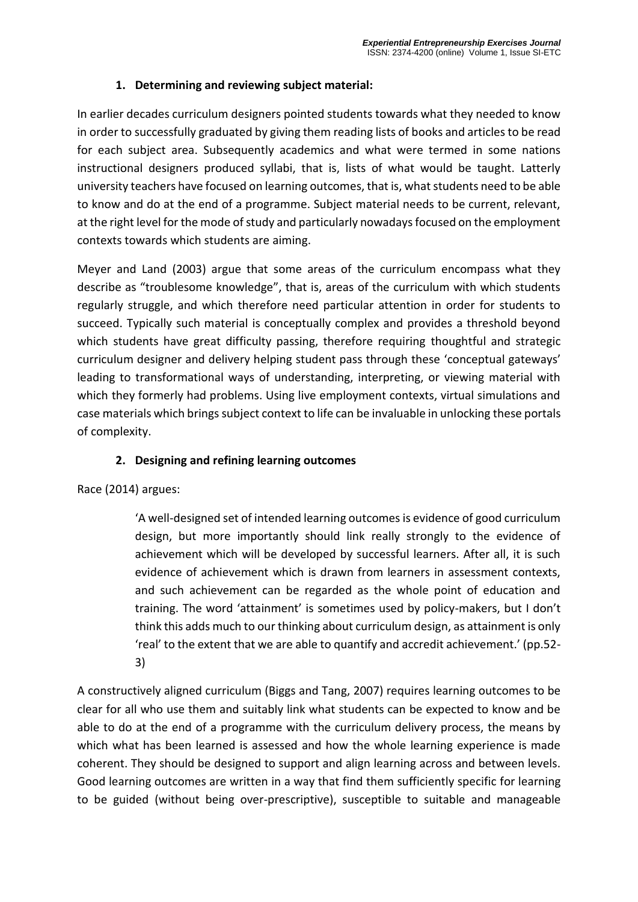### 1. Determining and reviewing subject material:

In earlier decades curriculum designers pointed students towards what they needed to know in order to successfully graduated by giving them reading lists of books and articles to be read for each subject area. Subsequently academics and what were termed in some nations instructional designers produced syllabi, that is, lists of what would be taught. Latterly university teachers have focused on learning outcomes, that is, what students need to be able to know and do at the end of a programme. Subject material needs to be current, relevant, at the right level for the mode of study and particularly nowadays focused on the employment contexts towards which students are aiming.

Meyer and Land (2003) argue that some areas of the curriculum encompass what they describe as "troublesome knowledge", that is, areas of the curriculum with which students regularly struggle, and which therefore need particular attention in order for students to succeed. Typically such material is conceptually complex and provides a threshold beyond which students have great difficulty passing, therefore requiring thoughtful and strategic curriculum designer and delivery helping student pass through these 'conceptual gateways' leading to transformational ways of understanding, interpreting, or viewing material with which they formerly had problems. Using live employment contexts, virtual simulations and case materials which brings subject context to life can be invaluable in unlocking these portals of complexity.

### 2. Designing and refining learning outcomes

Race (2014) argues:

> 'A well-designed set of intended learning outcomes is evidence of good curriculum design, but more importantly should link really strongly to the evidence of achievement which will be developed by successful learners. After all, it is such evidence of achievement which is drawn from learners in assessment contexts, and such achievement can be regarded as the whole point of education and training. The word 'attainment' is sometimes used by policy-makers, but I don't think this adds much to our thinking about curriculum design, as attainment is only 'real' to the extent that we are able to quantify and accredit achievement.' (pp.52-3)

A constructively aligned curriculum (Biggs and Tang, 2007) requires learning outcomes to be clear for all who use them and suitably link what students can be expected to know and be able to do at the end of a programme with the curriculum delivery process, the means by which what has been learned is assessed and how the whole learning experience is made coherent. They should be designed to support and align learning across and between levels. Good learning outcomes are written in a way that find them sufficiently specific for learning to be guided (without being over-prescriptive), susceptible to suitable and manageable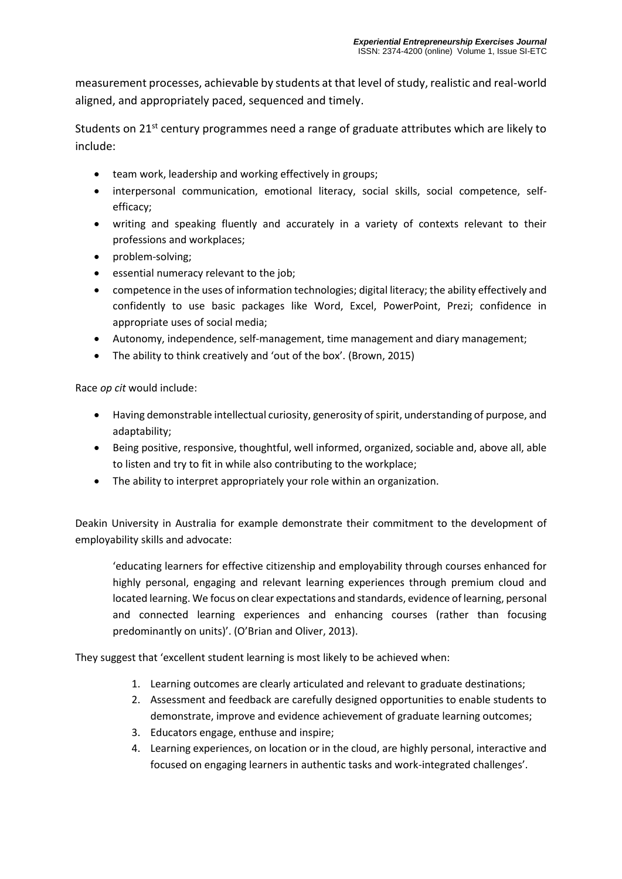measurement processes, achievable by students at that level of study, realistic and real-world aligned, and appropriately paced, sequenced and timely.

Students on 21st century programmes need a range of graduate attributes which are likely to include:

- team work, leadership and working effectively in groups;
- interpersonal communication, emotional literacy, social skills, social competence, self-efficacy;
- writing and speaking fluently and accurately in a variety of contexts relevant to their professions and workplaces;
- problem-solving;
- essential numeracy relevant to the job;
- competence in the uses of information technologies; digital literacy; the ability effectively and confidently to use basic packages like Word, Excel, PowerPoint, Prezi; confidence in appropriate uses of social media;
- Autonomy, independence, self-management, time management and diary management;
- The ability to think creatively and 'out of the box'. (Brown, 2015)

Race *op cit* would include:

- Having demonstrable intellectual curiosity, generosity of spirit, understanding of purpose, and adaptability;
- Being positive, responsive, thoughtful, well informed, organized, sociable and, above all, able to listen and try to fit in while also contributing to the workplace;
- The ability to interpret appropriately your role within an organization.

Deakin University in Australia for example demonstrate their commitment to the development of employability skills and advocate:

> 'educating learners for effective citizenship and employability through courses enhanced for highly personal, engaging and relevant learning experiences through premium cloud and located learning. We focus on clear expectations and standards, evidence of learning, personal and connected learning experiences and enhancing courses (rather than focusing predominantly on units)'. (O'Brian and Oliver, 2013).

They suggest that 'excellent student learning is most likely to be achieved when:

1. Learning outcomes are clearly articulated and relevant to graduate destinations;
2. Assessment and feedback are carefully designed opportunities to enable students to demonstrate, improve and evidence achievement of graduate learning outcomes;
3. Educators engage, enthuse and inspire;
4. Learning experiences, on location or in the cloud, are highly personal, interactive and focused on engaging learners in authentic tasks and work-integrated challenges'.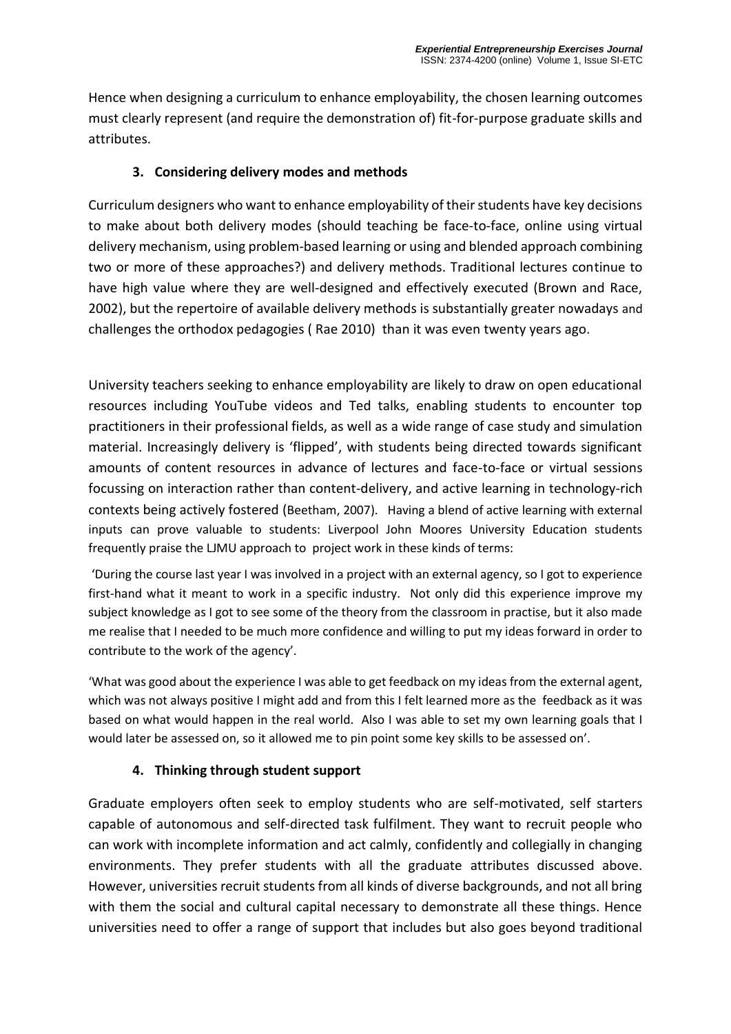Hence when designing a curriculum to enhance employability, the chosen learning outcomes must clearly represent (and require the demonstration of) fit-for-purpose graduate skills and attributes.

### 3. Considering delivery modes and methods

Curriculum designers who want to enhance employability of their students have key decisions to make about both delivery modes (should teaching be face-to-face, online using virtual delivery mechanism, using problem-based learning or using and blended approach combining two or more of these approaches?) and delivery methods. Traditional lectures continue to have high value where they are well-designed and effectively executed (Brown and Race, 2002), but the repertoire of available delivery methods is substantially greater nowadays and challenges the orthodox pedagogies ( Rae 2010) than it was even twenty years ago.

University teachers seeking to enhance employability are likely to draw on open educational resources including YouTube videos and Ted talks, enabling students to encounter top practitioners in their professional fields, as well as a wide range of case study and simulation material. Increasingly delivery is 'flipped', with students being directed towards significant amounts of content resources in advance of lectures and face-to-face or virtual sessions focussing on interaction rather than content-delivery, and active learning in technology-rich contexts being actively fostered (Beetham, 2007). Having a blend of active learning with external inputs can prove valuable to students: Liverpool John Moores University Education students frequently praise the LJMU approach to project work in these kinds of terms:

'During the course last year I was involved in a project with an external agency, so I got to experience first-hand what it meant to work in a specific industry. Not only did this experience improve my subject knowledge as I got to see some of the theory from the classroom in practise, but it also made me realise that I needed to be much more confidence and willing to put my ideas forward in order to contribute to the work of the agency'.

'What was good about the experience I was able to get feedback on my ideas from the external agent, which was not always positive I might add and from this I felt learned more as the feedback as it was based on what would happen in the real world. Also I was able to set my own learning goals that I would later be assessed on, so it allowed me to pin point some key skills to be assessed on'.

### 4. Thinking through student support

Graduate employers often seek to employ students who are self-motivated, self starters capable of autonomous and self-directed task fulfilment. They want to recruit people who can work with incomplete information and act calmly, confidently and collegially in changing environments. They prefer students with all the graduate attributes discussed above. However, universities recruit students from all kinds of diverse backgrounds, and not all bring with them the social and cultural capital necessary to demonstrate all these things. Hence universities need to offer a range of support that includes but also goes beyond traditional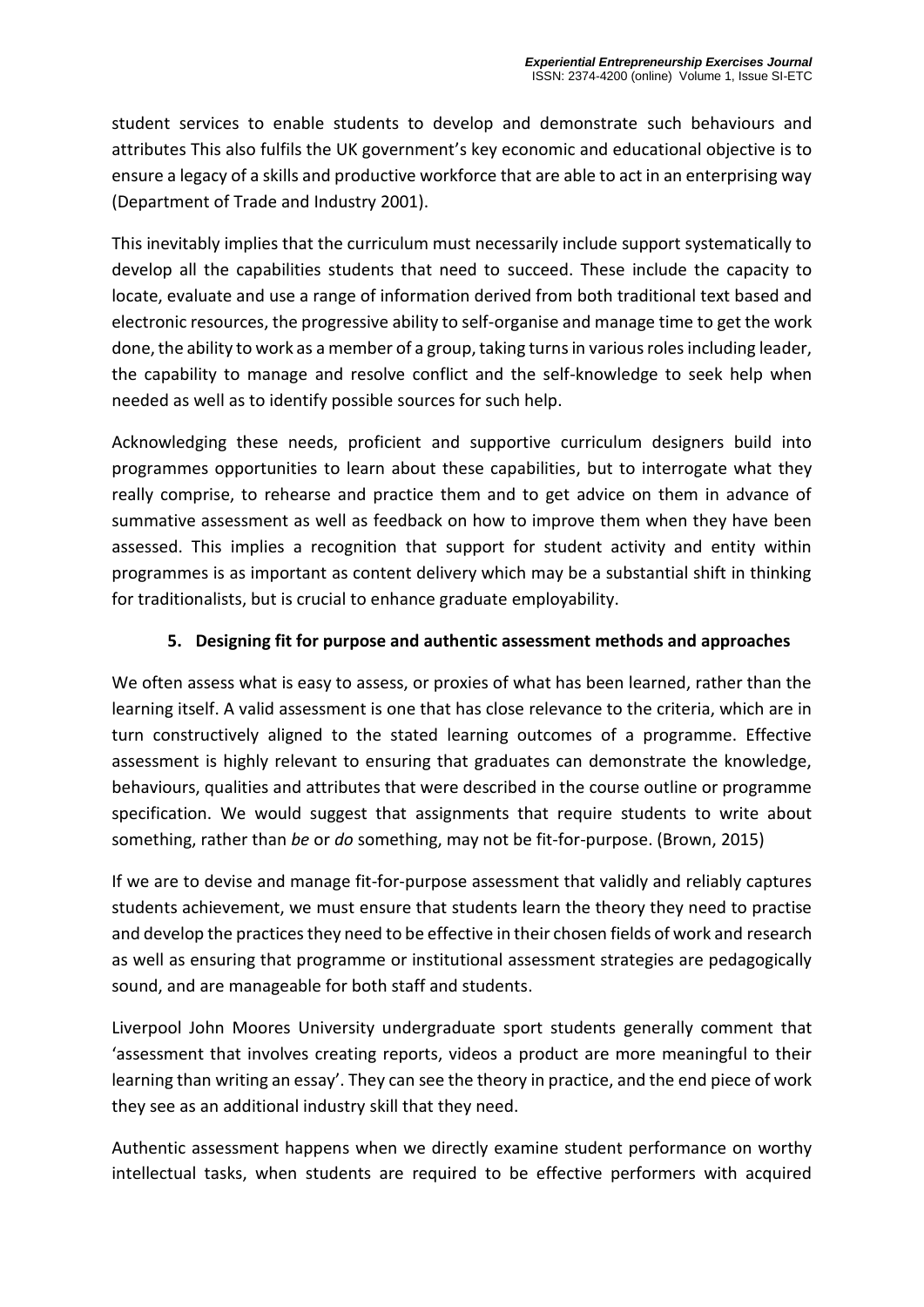student services to enable students to develop and demonstrate such behaviours and attributes This also fulfils the UK government's key economic and educational objective is to ensure a legacy of a skills and productive workforce that are able to act in an enterprising way (Department of Trade and Industry 2001).

This inevitably implies that the curriculum must necessarily include support systematically to develop all the capabilities students that need to succeed. These include the capacity to locate, evaluate and use a range of information derived from both traditional text based and electronic resources, the progressive ability to self-organise and manage time to get the work done, the ability to work as a member of a group, taking turns in various roles including leader, the capability to manage and resolve conflict and the self-knowledge to seek help when needed as well as to identify possible sources for such help.

Acknowledging these needs, proficient and supportive curriculum designers build into programmes opportunities to learn about these capabilities, but to interrogate what they really comprise, to rehearse and practice them and to get advice on them in advance of summative assessment as well as feedback on how to improve them when they have been assessed. This implies a recognition that support for student activity and entity within programmes is as important as content delivery which may be a substantial shift in thinking for traditionalists, but is crucial to enhance graduate employability.

## 5. Designing fit for purpose and authentic assessment methods and approaches

We often assess what is easy to assess, or proxies of what has been learned, rather than the learning itself. A valid assessment is one that has close relevance to the criteria, which are in turn constructively aligned to the stated learning outcomes of a programme. Effective assessment is highly relevant to ensuring that graduates can demonstrate the knowledge, behaviours, qualities and attributes that were described in the course outline or programme specification. We would suggest that assignments that require students to write about something, rather than *be* or *do* something, may not be fit-for-purpose. (Brown, 2015)

If we are to devise and manage fit-for-purpose assessment that validly and reliably captures students achievement, we must ensure that students learn the theory they need to practise and develop the practices they need to be effective in their chosen fields of work and research as well as ensuring that programme or institutional assessment strategies are pedagogically sound, and are manageable for both staff and students.

Liverpool John Moores University undergraduate sport students generally comment that 'assessment that involves creating reports, videos a product are more meaningful to their learning than writing an essay'. They can see the theory in practice, and the end piece of work they see as an additional industry skill that they need.

Authentic assessment happens when we directly examine student performance on worthy intellectual tasks, when students are required to be effective performers with acquired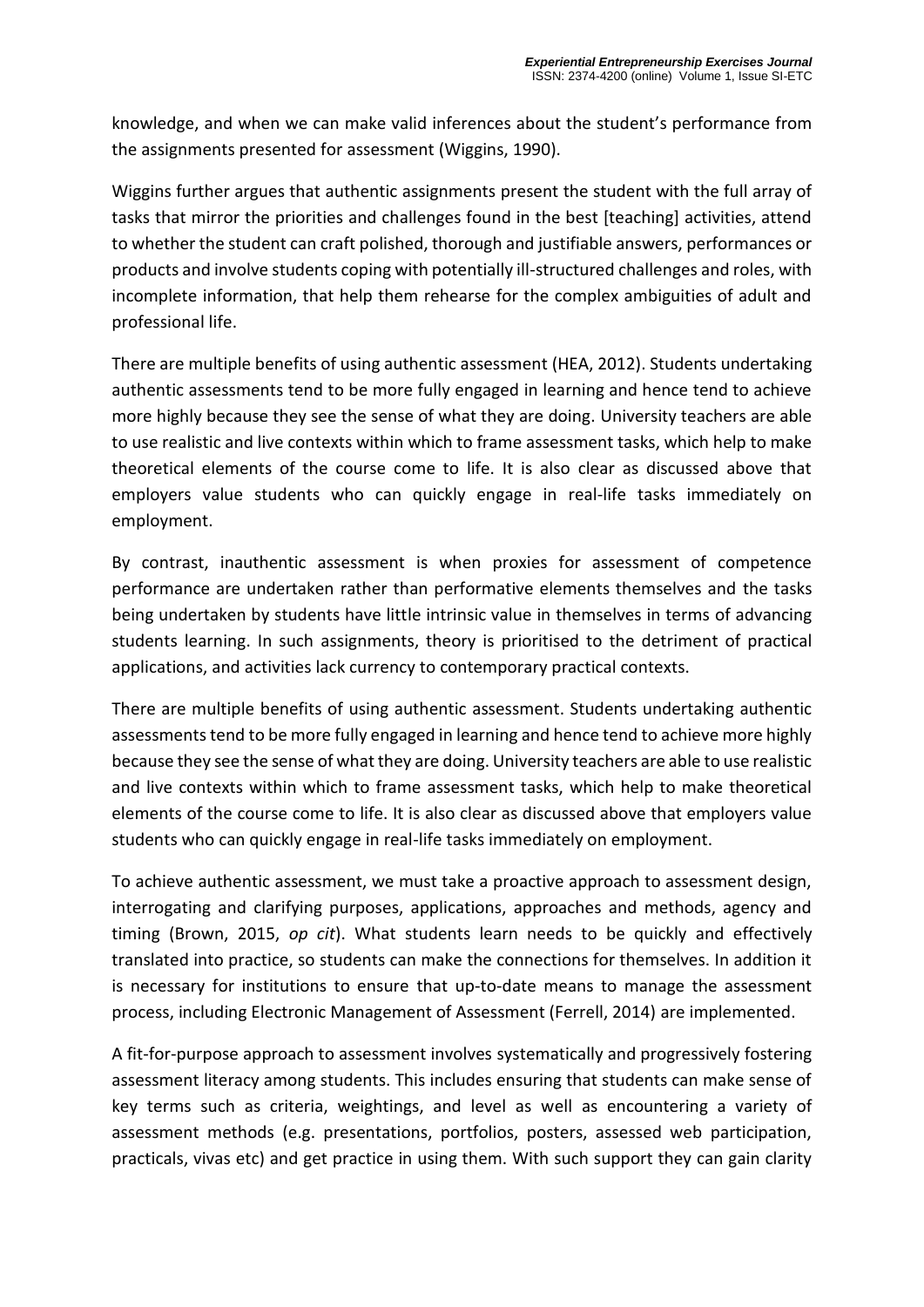knowledge, and when we can make valid inferences about the student's performance from the assignments presented for assessment (Wiggins, 1990).

Wiggins further argues that authentic assignments present the student with the full array of tasks that mirror the priorities and challenges found in the best [teaching] activities, attend to whether the student can craft polished, thorough and justifiable answers, performances or products and involve students coping with potentially ill-structured challenges and roles, with incomplete information, that help them rehearse for the complex ambiguities of adult and professional life.

There are multiple benefits of using authentic assessment (HEA, 2012). Students undertaking authentic assessments tend to be more fully engaged in learning and hence tend to achieve more highly because they see the sense of what they are doing. University teachers are able to use realistic and live contexts within which to frame assessment tasks, which help to make theoretical elements of the course come to life. It is also clear as discussed above that employers value students who can quickly engage in real-life tasks immediately on employment.

By contrast, inauthentic assessment is when proxies for assessment of competence performance are undertaken rather than performative elements themselves and the tasks being undertaken by students have little intrinsic value in themselves in terms of advancing students learning. In such assignments, theory is prioritised to the detriment of practical applications, and activities lack currency to contemporary practical contexts.

There are multiple benefits of using authentic assessment. Students undertaking authentic assessments tend to be more fully engaged in learning and hence tend to achieve more highly because they see the sense of what they are doing. University teachers are able to use realistic and live contexts within which to frame assessment tasks, which help to make theoretical elements of the course come to life. It is also clear as discussed above that employers value students who can quickly engage in real-life tasks immediately on employment.

To achieve authentic assessment, we must take a proactive approach to assessment design, interrogating and clarifying purposes, applications, approaches and methods, agency and timing (Brown, 2015, *op cit*). What students learn needs to be quickly and effectively translated into practice, so students can make the connections for themselves. In addition it is necessary for institutions to ensure that up-to-date means to manage the assessment process, including Electronic Management of Assessment (Ferrell, 2014) are implemented.

A fit-for-purpose approach to assessment involves systematically and progressively fostering assessment literacy among students. This includes ensuring that students can make sense of key terms such as criteria, weightings, and level as well as encountering a variety of assessment methods (e.g. presentations, portfolios, posters, assessed web participation, practicals, vivas etc) and get practice in using them. With such support they can gain clarity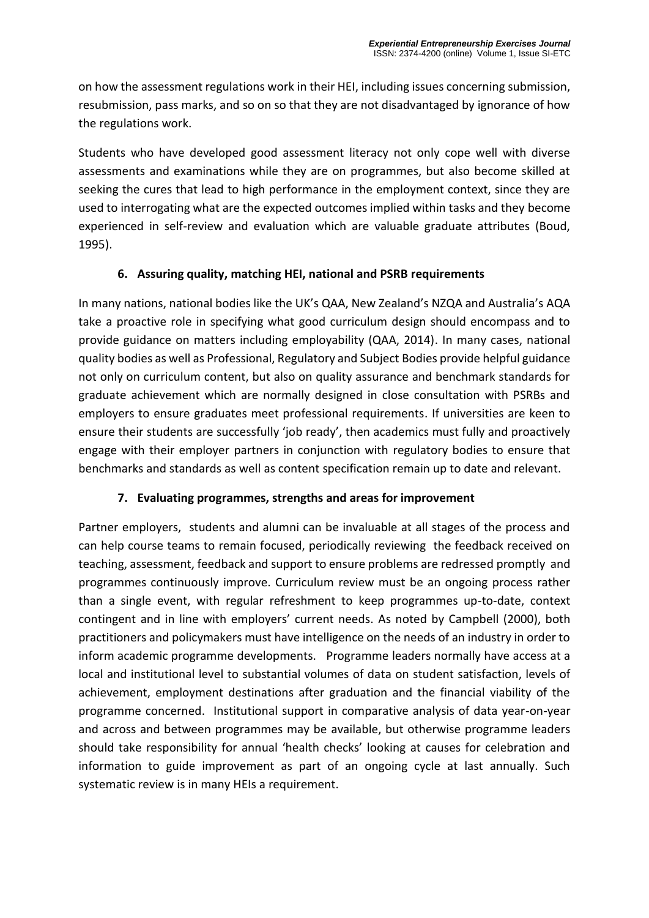on how the assessment regulations work in their HEI, including issues concerning submission, resubmission, pass marks, and so on so that they are not disadvantaged by ignorance of how the regulations work.

Students who have developed good assessment literacy not only cope well with diverse assessments and examinations while they are on programmes, but also become skilled at seeking the cures that lead to high performance in the employment context, since they are used to interrogating what are the expected outcomes implied within tasks and they become experienced in self-review and evaluation which are valuable graduate attributes (Boud, 1995).

## 6. Assuring quality, matching HEI, national and PSRB requirements

In many nations, national bodies like the UK's QAA, New Zealand's NZQA and Australia's AQA take a proactive role in specifying what good curriculum design should encompass and to provide guidance on matters including employability (QAA, 2014). In many cases, national quality bodies as well as Professional, Regulatory and Subject Bodies provide helpful guidance not only on curriculum content, but also on quality assurance and benchmark standards for graduate achievement which are normally designed in close consultation with PSRBs and employers to ensure graduates meet professional requirements. If universities are keen to ensure their students are successfully 'job ready', then academics must fully and proactively engage with their employer partners in conjunction with regulatory bodies to ensure that benchmarks and standards as well as content specification remain up to date and relevant.

## 7. Evaluating programmes, strengths and areas for improvement

Partner employers, students and alumni can be invaluable at all stages of the process and can help course teams to remain focused, periodically reviewing the feedback received on teaching, assessment, feedback and support to ensure problems are redressed promptly and programmes continuously improve. Curriculum review must be an ongoing process rather than a single event, with regular refreshment to keep programmes up-to-date, context contingent and in line with employers' current needs. As noted by Campbell (2000), both practitioners and policymakers must have intelligence on the needs of an industry in order to inform academic programme developments. Programme leaders normally have access at a local and institutional level to substantial volumes of data on student satisfaction, levels of achievement, employment destinations after graduation and the financial viability of the programme concerned. Institutional support in comparative analysis of data year-on-year and across and between programmes may be available, but otherwise programme leaders should take responsibility for annual 'health checks' looking at causes for celebration and information to guide improvement as part of an ongoing cycle at last annually. Such systematic review is in many HEIs a requirement.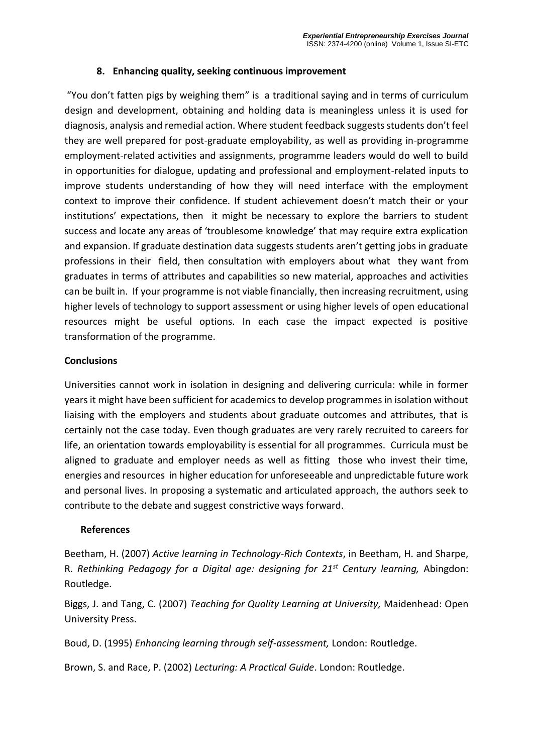## 8. Enhancing quality, seeking continuous improvement

"You don't fatten pigs by weighing them" is a traditional saying and in terms of curriculum design and development, obtaining and holding data is meaningless unless it is used for diagnosis, analysis and remedial action. Where student feedback suggests students don't feel they are well prepared for post-graduate employability, as well as providing in-programme employment-related activities and assignments, programme leaders would do well to build in opportunities for dialogue, updating and professional and employment-related inputs to improve students understanding of how they will need interface with the employment context to improve their confidence. If student achievement doesn't match their or your institutions' expectations, then it might be necessary to explore the barriers to student success and locate any areas of 'troublesome knowledge' that may require extra explication and expansion. If graduate destination data suggests students aren't getting jobs in graduate professions in their field, then consultation with employers about what they want from graduates in terms of attributes and capabilities so new material, approaches and activities can be built in. If your programme is not viable financially, then increasing recruitment, using higher levels of technology to support assessment or using higher levels of open educational resources might be useful options. In each case the impact expected is positive transformation of the programme.

## Conclusions

Universities cannot work in isolation in designing and delivering curricula: while in former years it might have been sufficient for academics to develop programmes in isolation without liaising with the employers and students about graduate outcomes and attributes, that is certainly not the case today. Even though graduates are very rarely recruited to careers for life, an orientation towards employability is essential for all programmes. Curricula must be aligned to graduate and employer needs as well as fitting those who invest their time, energies and resources in higher education for unforeseeable and unpredictable future work and personal lives. In proposing a systematic and articulated approach, the authors seek to contribute to the debate and suggest constrictive ways forward.

## References

Beetham, H. (2007) *Active learning in Technology-Rich Contexts*, in Beetham, H. and Sharpe, R. *Rethinking Pedagogy for a Digital age: designing for 21st Century learning,* Abingdon: Routledge.

Biggs, J. and Tang, C. (2007) *Teaching for Quality Learning at University,* Maidenhead: Open University Press.

Boud, D. (1995) *Enhancing learning through self-assessment,* London: Routledge.

Brown, S. and Race, P. (2002) *Lecturing: A Practical Guide*. London: Routledge.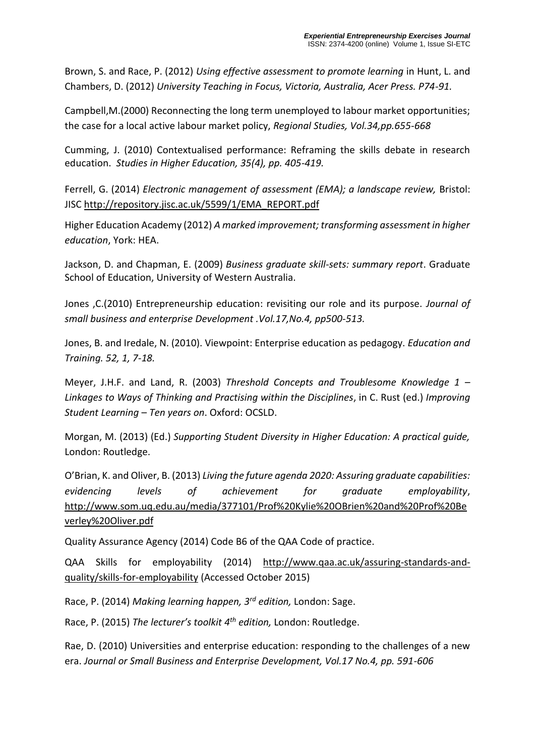Brown, S. and Race, P. (2012) *Using effective assessment to promote learning* in Hunt, L. and Chambers, D. (2012) *University Teaching in Focus, Victoria, Australia, Acer Press. P74-91.*

Campbell,M.(2000) Reconnecting the long term unemployed to labour market opportunities; the case for a local active labour market policy, *Regional Studies, Vol.34,pp.655-668*

Cumming, J. (2010) Contextualised performance: Reframing the skills debate in research education. *Studies in Higher Education, 35(4), pp. 405-419.*

Ferrell, G. (2014) *Electronic management of assessment (EMA); a landscape review,* Bristol: JISC http://repository.jisc.ac.uk/5599/1/EMA_REPORT.pdf

Higher Education Academy (2012) *A marked improvement; transforming assessment in higher education*, York: HEA.

Jackson, D. and Chapman, E. (2009) *Business graduate skill-sets: summary report*. Graduate School of Education, University of Western Australia.

Jones ,C.(2010) Entrepreneurship education: revisiting our role and its purpose. *Journal of small business and enterprise Development .Vol.17,No.4, pp500-513.*

Jones, B. and Iredale, N. (2010). Viewpoint: Enterprise education as pedagogy. *Education and Training. 52, 1, 7-18.*

Meyer, J.H.F. and Land, R. (2003) *Threshold Concepts and Troublesome Knowledge 1 – Linkages to Ways of Thinking and Practising within the Disciplines*, in C. Rust (ed.) *Improving Student Learning – Ten years on*. Oxford: OCSLD.

Morgan, M. (2013) (Ed.) *Supporting Student Diversity in Higher Education: A practical guide,* London: Routledge.

O'Brian, K. and Oliver, B. (2013) *Living the future agenda 2020: Assuring graduate capabilities: evidencing levels of achievement for graduate employability*, http://www.som.uq.edu.au/media/377101/Prof%20Kylie%20OBrien%20and%20Prof%20Beverley%20Oliver.pdf

Quality Assurance Agency (2014) Code B6 of the QAA Code of practice.

QAA Skills for employability (2014) http://www.qaa.ac.uk/assuring-standards-and-quality/skills-for-employability (Accessed October 2015)

Race, P. (2014) *Making learning happen, 3rd edition,* London: Sage.

Race, P. (2015) *The lecturer's toolkit 4th edition,* London: Routledge.

Rae, D. (2010) Universities and enterprise education: responding to the challenges of a new era. *Journal or Small Business and Enterprise Development, Vol.17 No.4, pp. 591-606*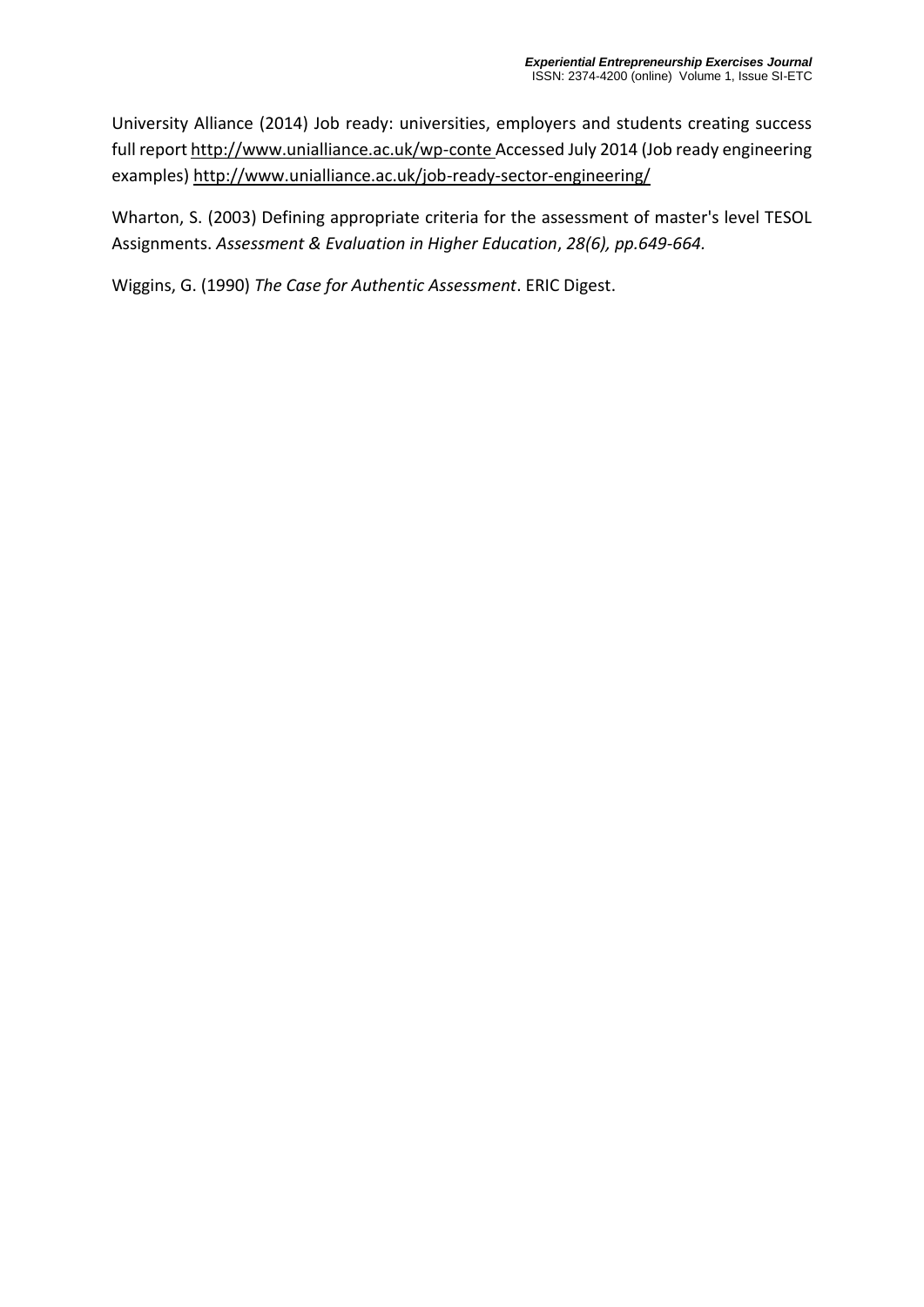University Alliance (2014) Job ready: universities, employers and students creating success full report http://www.unialliance.ac.uk/wp-conte Accessed July 2014 (Job ready engineering examples) http://www.unialliance.ac.uk/job-ready-sector-engineering/

Wharton, S. (2003) Defining appropriate criteria for the assessment of master's level TESOL Assignments. *Assessment & Evaluation in Higher Education*, *28(6), pp.649-664.*

Wiggins, G. (1990) *The Case for Authentic Assessment*. ERIC Digest.